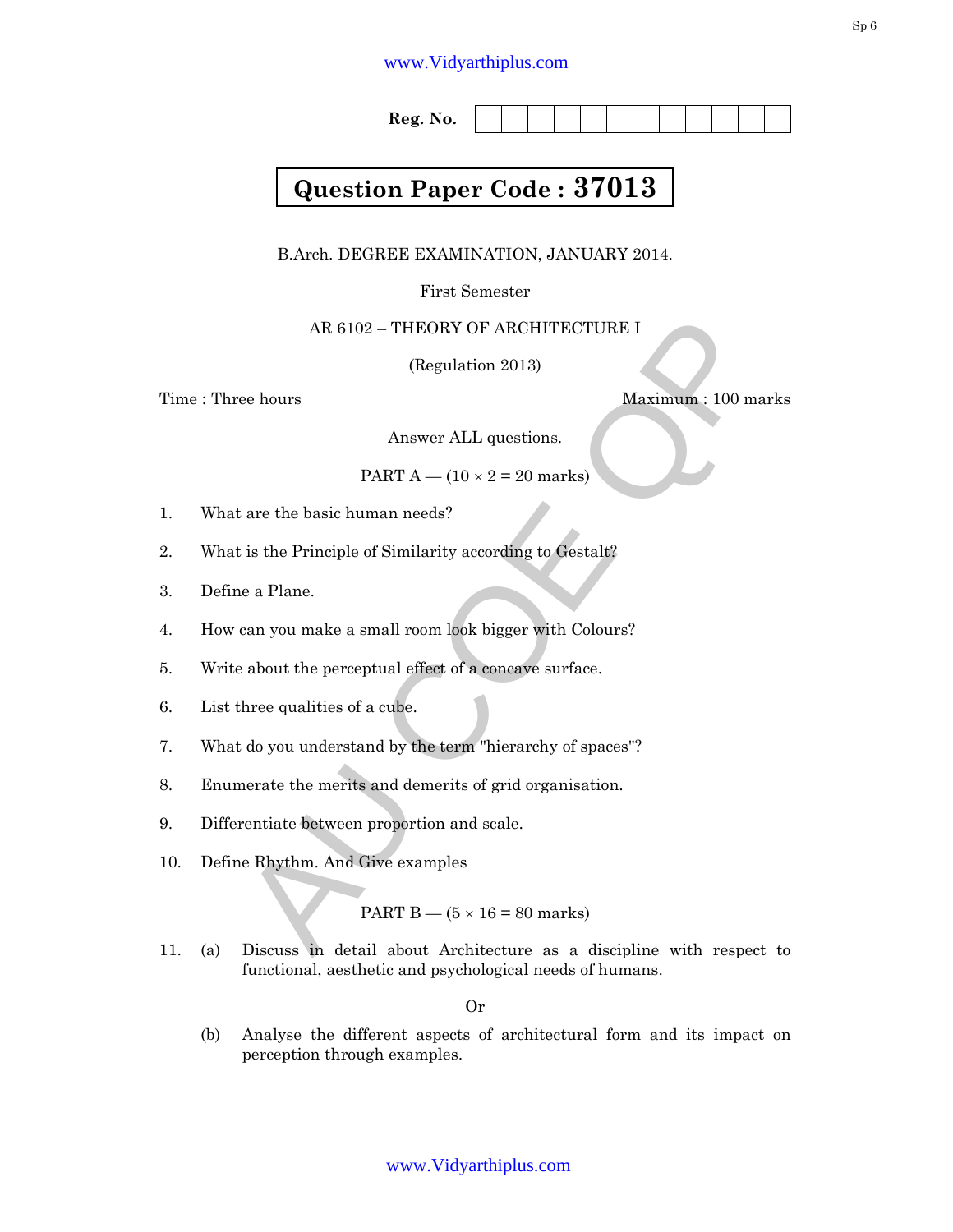**Reg. No.** | | | | | | | | | | | | |

**Question Paper Code : 37013**

B.Arch. DEGREE EXAMINATION, JANUARY 2014.

First Semester

AR 6102 – THEORY OF ARCHITECTURE I

(Regulation 2013)

Time : Three hours — Maximum : 100 marks

Answer ALL questions.

PART A — (10 × 2 = 20 marks)

1. What are the basic human needs?

2. What is the Principle of Similarity according to Gestalt?

3. Define a Plane.

4. How can you make a small room look bigger with Colours?

5. Write about the perceptual effect of a concave surface.

6. List three qualities of a cube.

7. What do you understand by the term "hierarchy of spaces"?

8. Enumerate the merits and demerits of grid organisation.

9. Differentiate between proportion and scale.

10. Define Rhythm. And Give examples

PART B — (5 × 16 = 80 marks)

11. (a) Discuss in detail about Architecture as a discipline with respect to functional, aesthetic and psychological needs of humans.

Or

(b) Analyse the different aspects of architectural form and its impact on perception through examples.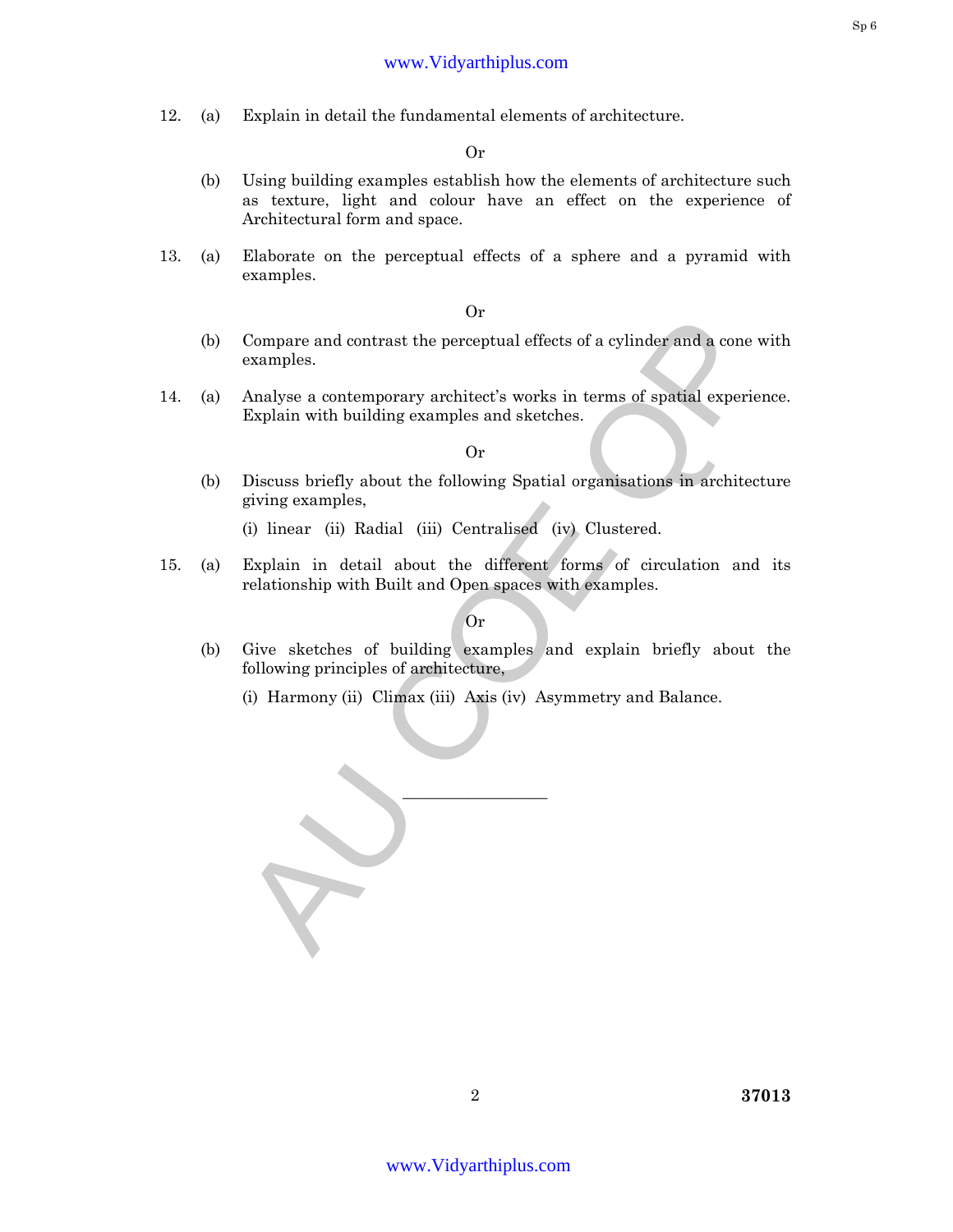12. (a) Explain in detail the fundamental elements of architecture.

Or

(b) Using building examples establish how the elements of architecture such as texture, light and colour have an effect on the experience of Architectural form and space.

13. (a) Elaborate on the perceptual effects of a sphere and a pyramid with examples.

Or

(b) Compare and contrast the perceptual effects of a cylinder and a cone with examples.

14. (a) Analyse a contemporary architect's works in terms of spatial experience. Explain with building examples and sketches.

Or

(b) Discuss briefly about the following Spatial organisations in architecture giving examples,

(i) linear (ii) Radial (iii) Centralised (iv) Clustered.

15. (a) Explain in detail about the different forms of circulation and its relationship with Built and Open spaces with examples.

Or

(b) Give sketches of building examples and explain briefly about the following principles of architecture,

(i) Harmony (ii) Climax (iii) Axis (iv) Asymmetry and Balance.

———————